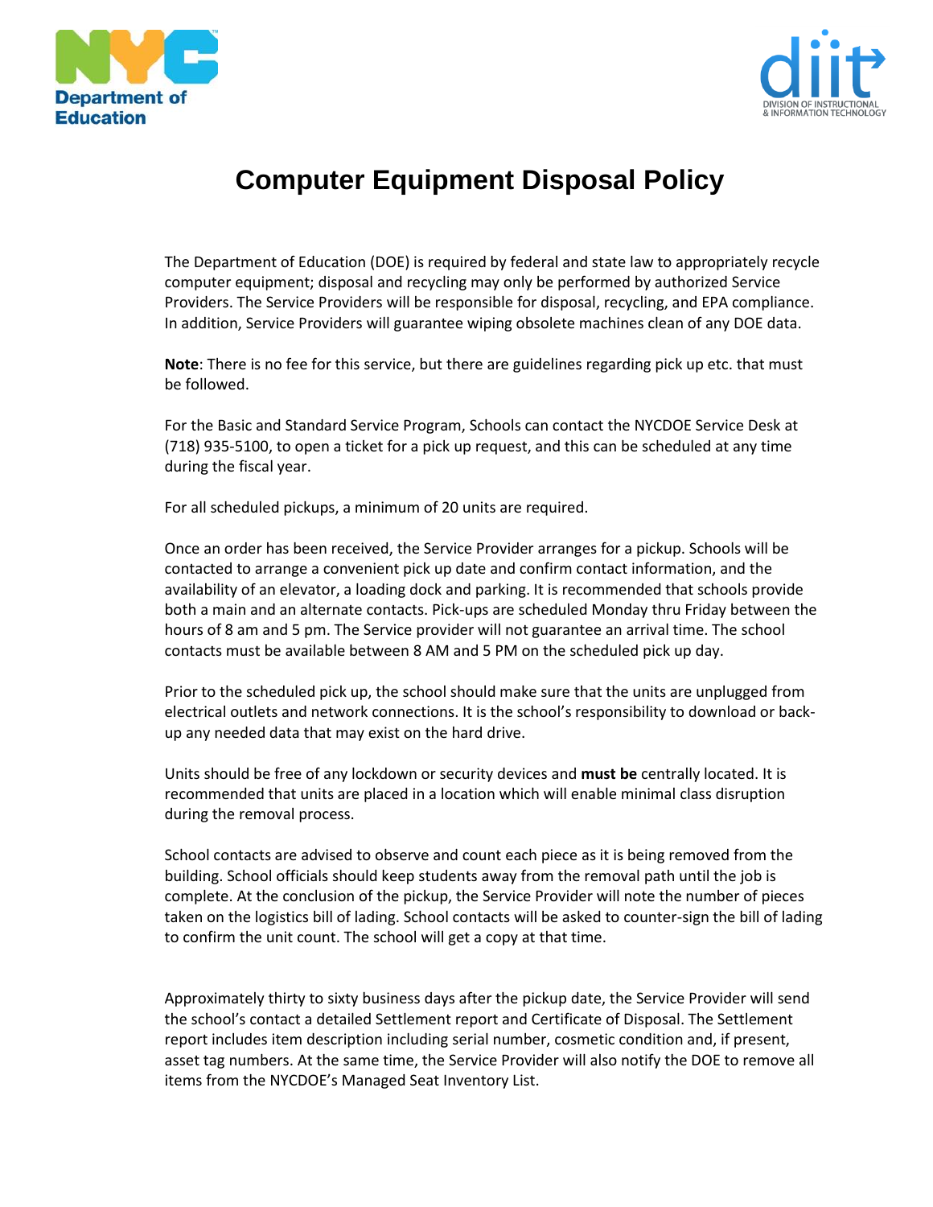# Computer Equipment Disposal Policy

The Department of Education (DOE) is required by federal and state law to appropriately recycle computer equipment; disposal and recycling may only be performed by authorized Service Providers. The Service Providers will be responsible for disposal, recycling, and EPA compliance. In addition, Service Providers will guarantee wiping obsolete machines clean of any DOE data.

**Note**: There is no fee for this service, but there are guidelines regarding pick up etc. that must be followed.

For the Basic and Standard Service Program, Schools can contact the NYCDOE Service Desk at (718) 935-5100, to open a ticket for a pick up request, and this can be scheduled at any time during the fiscal year.

For all scheduled pickups, a minimum of 20 units are required.

Once an order has been received, the Service Provider arranges for a pickup. Schools will be contacted to arrange a convenient pick up date and confirm contact information, and the availability of an elevator, a loading dock and parking. It is recommended that schools provide both a main and an alternate contacts. Pick-ups are scheduled Monday thru Friday between the hours of 8 am and 5 pm. The Service provider will not guarantee an arrival time. The school contacts must be available between 8 AM and 5 PM on the scheduled pick up day.

Prior to the scheduled pick up, the school should make sure that the units are unplugged from electrical outlets and network connections. It is the school's responsibility to download or back-up any needed data that may exist on the hard drive.

Units should be free of any lockdown or security devices and **must be** centrally located. It is recommended that units are placed in a location which will enable minimal class disruption during the removal process.

School contacts are advised to observe and count each piece as it is being removed from the building. School officials should keep students away from the removal path until the job is complete. At the conclusion of the pickup, the Service Provider will note the number of pieces taken on the logistics bill of lading. School contacts will be asked to counter-sign the bill of lading to confirm the unit count. The school will get a copy at that time.

Approximately thirty to sixty business days after the pickup date, the Service Provider will send the school's contact a detailed Settlement report and Certificate of Disposal. The Settlement report includes item description including serial number, cosmetic condition and, if present, asset tag numbers. At the same time, the Service Provider will also notify the DOE to remove all items from the NYCDOE's Managed Seat Inventory List.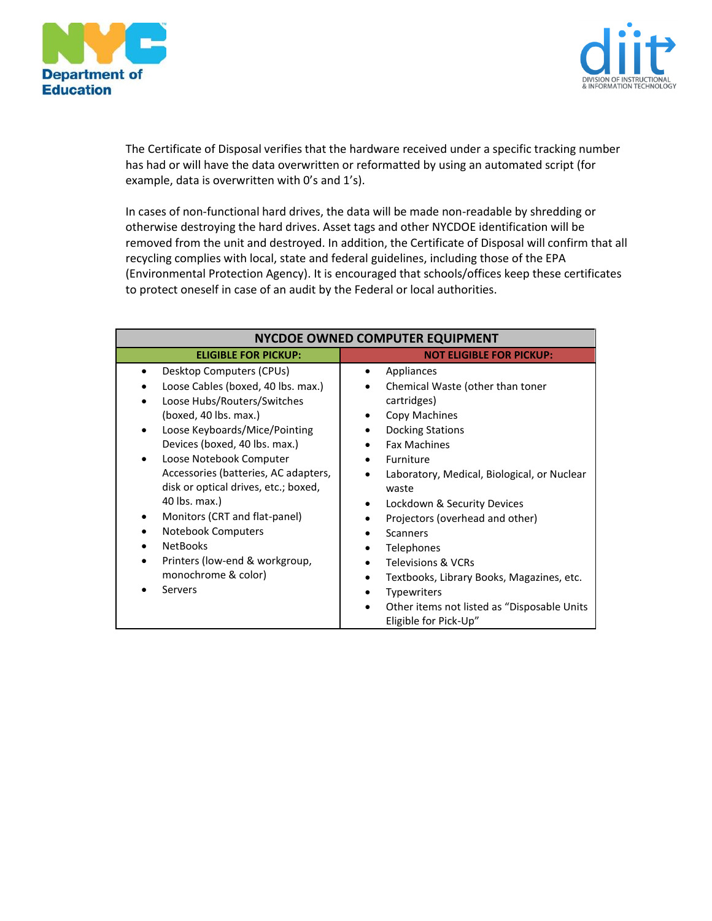The Certificate of Disposal verifies that the hardware received under a specific tracking number has had or will have the data overwritten or reformatted by using an automated script (for example, data is overwritten with 0's and 1's).

In cases of non-functional hard drives, the data will be made non-readable by shredding or otherwise destroying the hard drives. Asset tags and other NYCDOE identification will be removed from the unit and destroyed. In addition, the Certificate of Disposal will confirm that all recycling complies with local, state and federal guidelines, including those of the EPA (Environmental Protection Agency). It is encouraged that schools/offices keep these certificates to protect oneself in case of an audit by the Federal or local authorities.

| NYCDOE OWNED COMPUTER EQUIPMENT | |
|---|---|
| **ELIGIBLE FOR PICKUP:** | **NOT ELIGIBLE FOR PICKUP:** |
| • Desktop Computers (CPUs)<br>• Loose Cables (boxed, 40 lbs. max.)<br>• Loose Hubs/Routers/Switches (boxed, 40 lbs. max.)<br>• Loose Keyboards/Mice/Pointing Devices (boxed, 40 lbs. max.)<br>• Loose Notebook Computer Accessories (batteries, AC adapters, disk or optical drives, etc.; boxed, 40 lbs. max.)<br>• Monitors (CRT and flat-panel)<br>• Notebook Computers<br>• NetBooks<br>• Printers (low-end & workgroup, monochrome & color)<br>• Servers | • Appliances<br>• Chemical Waste (other than toner cartridges)<br>• Copy Machines<br>• Docking Stations<br>• Fax Machines<br>• Furniture<br>• Laboratory, Medical, Biological, or Nuclear waste<br>• Lockdown & Security Devices<br>• Projectors (overhead and other)<br>• Scanners<br>• Telephones<br>• Televisions & VCRs<br>• Textbooks, Library Books, Magazines, etc.<br>• Typewriters<br>• Other items not listed as "Disposable Units Eligible for Pick-Up" |